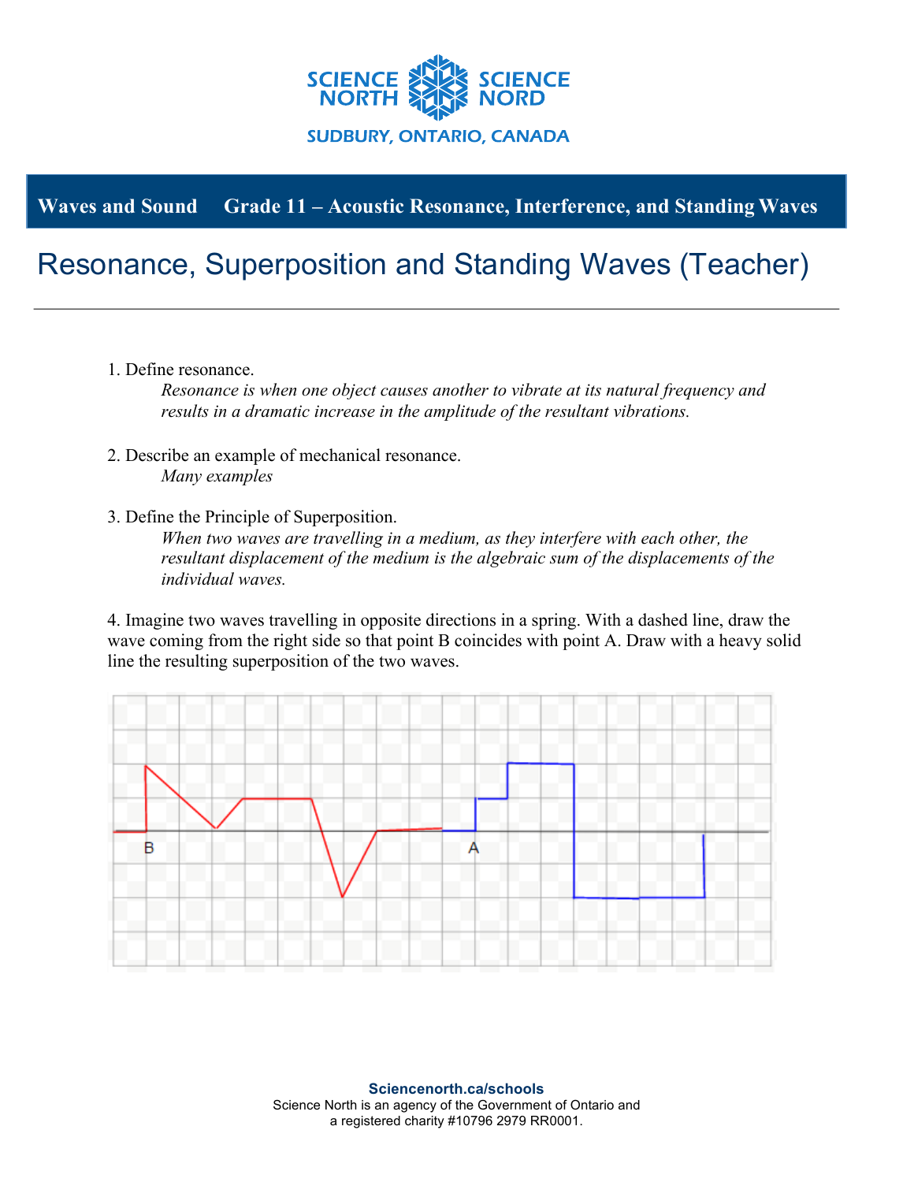# Resonance, Superposition and Standing Waves (Teacher)

Waves and Sound — Grade 11 – Acoustic Resonance, Interference, and Standing Waves

1. Define resonance.

   *Resonance is when one object causes another to vibrate at its natural frequency and results in a dramatic increase in the amplitude of the resultant vibrations.*

2. Describe an example of mechanical resonance.

   *Many examples*

3. Define the Principle of Superposition.

   *When two waves are travelling in a medium, as they interfere with each other, the resultant displacement of the medium is the algebraic sum of the displacements of the individual waves.*

4. Imagine two waves travelling in opposite directions in a spring. With a dashed line, draw the wave coming from the right side so that point B coincides with point A. Draw with a heavy solid line the resulting superposition of the two waves.

B

A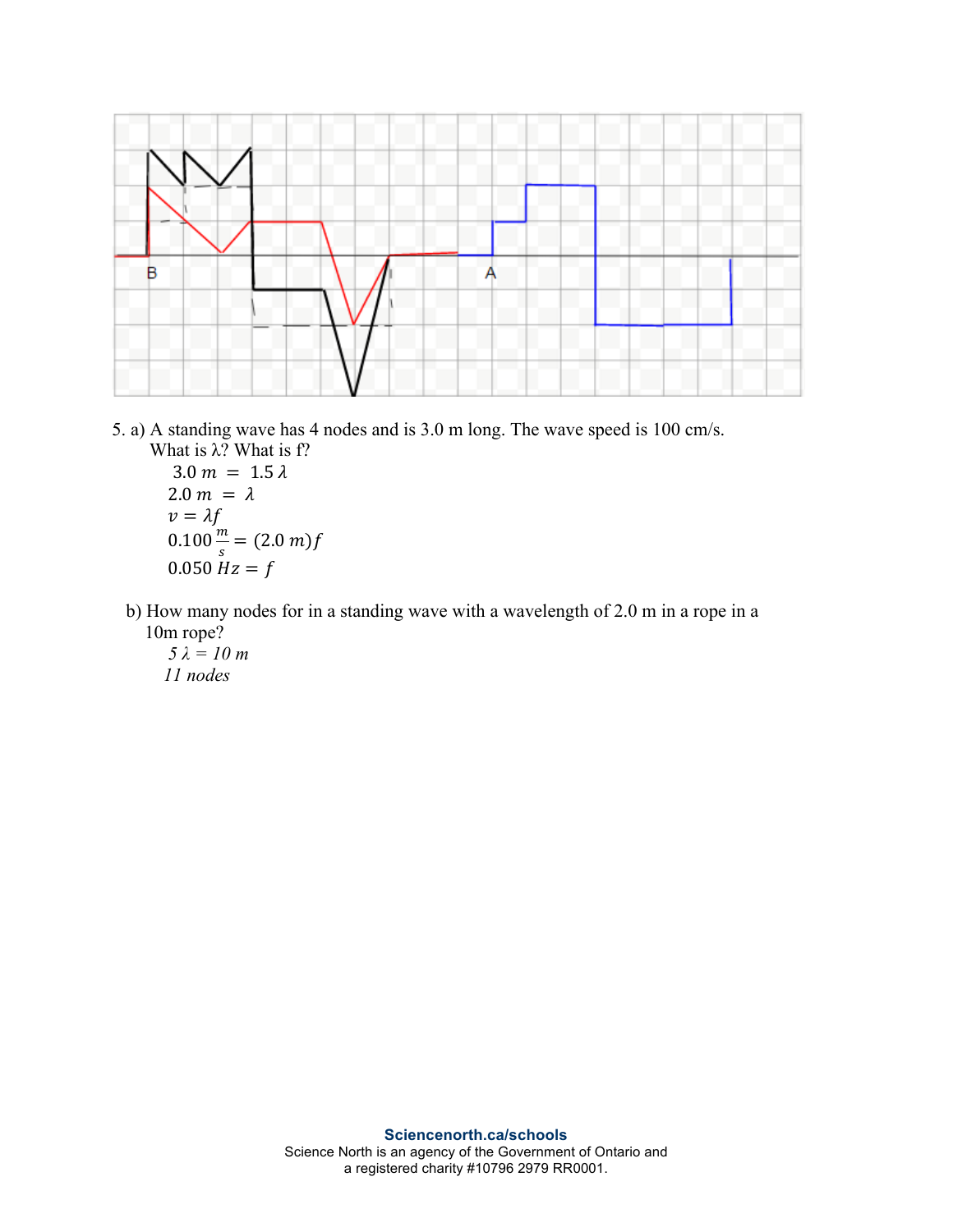B

A

5. a) A standing wave has 4 nodes and is 3.0 m long. The wave speed is 100 cm/s. What is λ? What is f?

$3.0\ m\ =\ 1.5\,\lambda$

$2.0\ m\ =\ \lambda$

$v = \lambda f$

$0.100\,\frac{m}{s} = (2.0\ m)f$

$0.050\ Hz = f$

b) How many nodes for in a standing wave with a wavelength of 2.0 m in a rope in a 10m rope?

*$5\,\lambda = 10\ m$*

*11 nodes*

**Sciencenorth.ca/schools**

Science North is an agency of the Government of Ontario and a registered charity #10796 2979 RR0001.